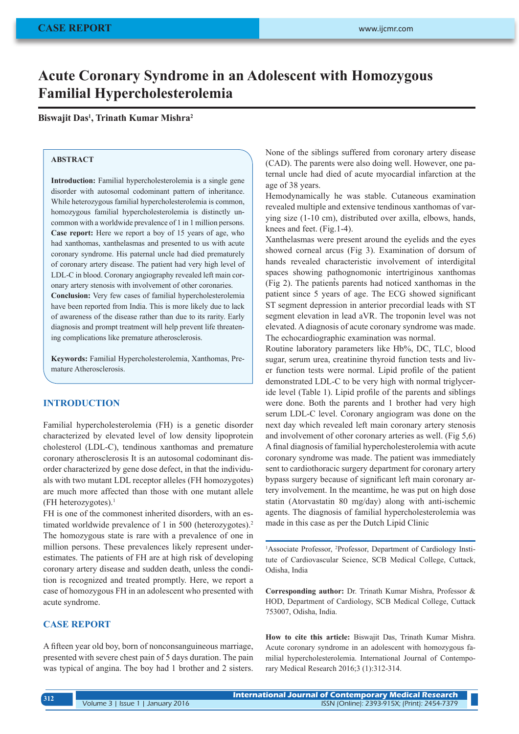# Acute Coronary Syndrome in an Adolescent with Homozygous Familial Hypercholesterolemia

**Biswajit Das[1], Trinath Kumar Mishra[2]**

## ABSTRACT

**Introduction:** Familial hypercholesterolemia is a single gene disorder with autosomal codominant pattern of inheritance. While heterozygous familial hypercholesterolemia is common, homozygous familial hypercholesterolemia is distinctly uncommon with a worldwide prevalence of 1 in 1 million persons.
**Case report:** Here we report a boy of 15 years of age, who had xanthomas, xanthelasmas and presented to us with acute coronary syndrome. His paternal uncle had died prematurely of coronary artery disease. The patient had very high level of LDL-C in blood. Coronary angiography revealed left main coronary artery stenosis with involvement of other coronaries.
**Conclusion:** Very few cases of familial hypercholesterolemia have been reported from India. This is more likely due to lack of awareness of the disease rather than due to its rarity. Early diagnosis and prompt treatment will help prevent life threatening complications like premature atherosclerosis.

**Keywords:** Familial Hypercholesterolemia, Xanthomas, Premature Atherosclerosis.

## INTRODUCTION

Familial hypercholesterolemia (FH) is a genetic disorder characterized by elevated level of low density lipoprotein cholesterol (LDL-C), tendinous xanthomas and premature coronary atherosclerosis It is an autosomal codominant disorder characterized by gene dose defect, in that the individuals with two mutant LDL receptor alleles (FH homozygotes) are much more affected than those with one mutant allele (FH heterozygotes).[1]

FH is one of the commonest inherited disorders, with an estimated worldwide prevalence of 1 in 500 (heterozygotes).[2] The homozygous state is rare with a prevalence of one in million persons. These prevalences likely represent underestimates. The patients of FH are at high risk of developing coronary artery disease and sudden death, unless the condition is recognized and treated promptly. Here, we report a case of homozygous FH in an adolescent who presented with acute syndrome.

## CASE REPORT

A fifteen year old boy, born of nonconsanguineous marriage, presented with severe chest pain of 5 days duration. The pain was typical of angina. The boy had 1 brother and 2 sisters. None of the siblings suffered from coronary artery disease (CAD). The parents were also doing well. However, one paternal uncle had died of acute myocardial infarction at the age of 38 years.

Hemodynamically he was stable. Cutaneous examination revealed multiple and extensive tendinous xanthomas of varying size (1-10 cm), distributed over axilla, elbows, hands, knees and feet. (Fig.1-4).

Xanthelasmas were present around the eyelids and the eyes showed corneal arcus (Fig 3). Examination of dorsum of hands revealed characteristic involvement of interdigital spaces showing pathognomonic intertriginous xanthomas (Fig 2). The patients parents had noticed xanthomas in the patient since 5 years of age. The ECG showed significant ST segment depression in anterior precordial leads with ST segment elevation in lead aVR. The troponin level was not elevated. A diagnosis of acute coronary syndrome was made. The echocardiographic examination was normal.

Routine laboratory parameters like Hb%, DC, TLC, blood sugar, serum urea, creatinine thyroid function tests and liver function tests were normal. Lipid profile of the patient demonstrated LDL-C to be very high with normal triglyceride level (Table 1). Lipid profile of the parents and siblings were done. Both the parents and 1 brother had very high serum LDL-C level. Coronary angiogram was done on the next day which revealed left main coronary artery stenosis and involvement of other coronary arteries as well. (Fig 5,6)

A final diagnosis of familial hypercholesterolemia with acute coronary syndrome was made. The patient was immediately sent to cardiothoracic surgery department for coronary artery bypass surgery because of significant left main coronary artery involvement. In the meantime, he was put on high dose statin (Atorvastatin 80 mg/day) along with anti-ischemic agents. The diagnosis of familial hypercholesterolemia was made in this case as per the Dutch Lipid Clinic

[1]Associate Professor, [2]Professor, Department of Cardiology Institute of Cardiovascular Science, SCB Medical College, Cuttack, Odisha, India

**Corresponding author:** Dr. Trinath Kumar Mishra, Professor & HOD, Department of Cardiology, SCB Medical College, Cuttack 753007, Odisha, India.

**How to cite this article:** Biswajit Das, Trinath Kumar Mishra. Acute coronary syndrome in an adolescent with homozygous familial hypercholesterolemia. International Journal of Contemporary Medical Research 2016;3 (1):312-314.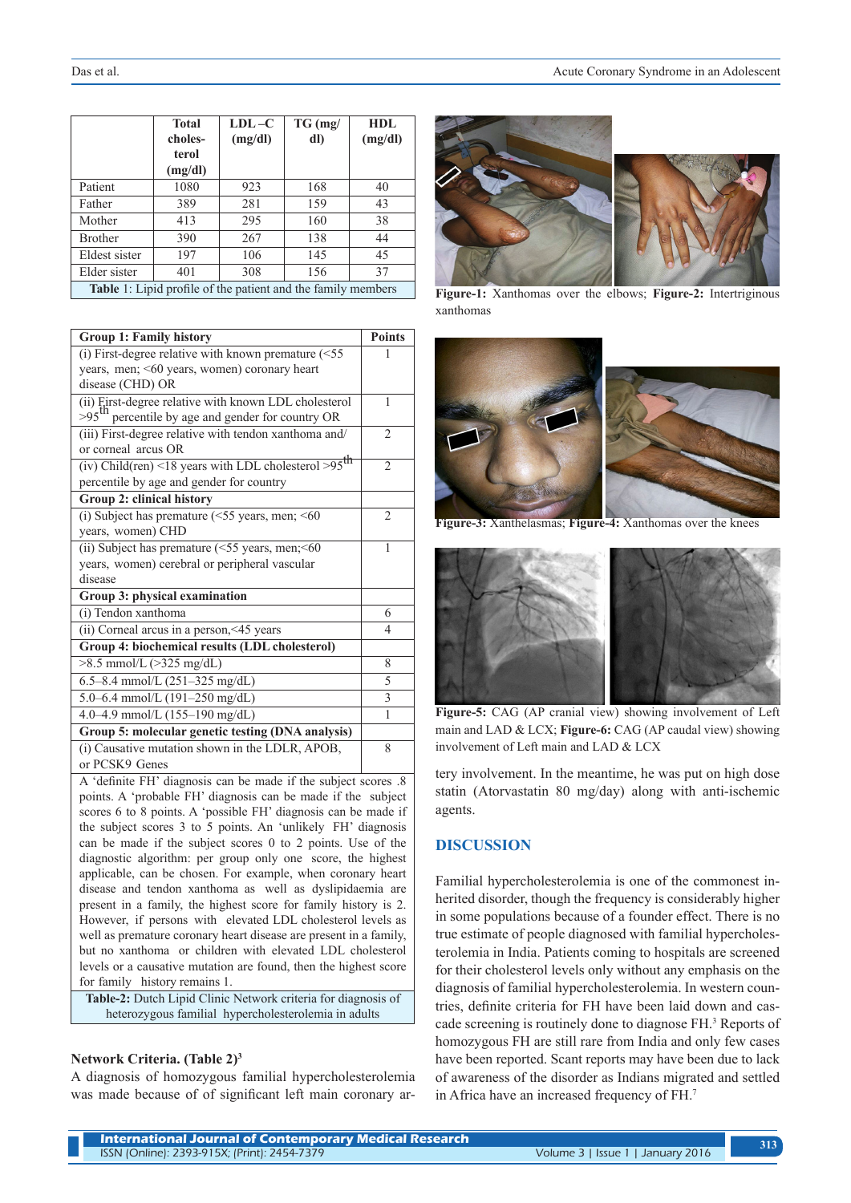| | Total cholesterol (mg/dl) | LDL –C (mg/dl) | TG (mg/dl) | HDL (mg/dl) |
|---|---|---|---|---|
| Patient | 1080 | 923 | 168 | 40 |
| Father | 389 | 281 | 159 | 43 |
| Mother | 413 | 295 | 160 | 38 |
| Brother | 390 | 267 | 138 | 44 |
| Eldest sister | 197 | 106 | 145 | 45 |
| Elder sister | 401 | 308 | 156 | 37 |

**Table** 1: Lipid profile of the patient and the family members

| Group 1: Family history | Points |
|---|---|
| (i) First-degree relative with known premature (<55 years, men; <60 years, women) coronary heart disease (CHD) OR | 1 |
| (ii) First-degree relative with known LDL cholesterol >95th percentile by age and gender for country OR | 1 |
| (iii) First-degree relative with tendon xanthoma and/or corneal arcus OR | 2 |
| (iv) Child(ren) <18 years with LDL cholesterol >95th percentile by age and gender for country | 2 |
| **Group 2: clinical history** | |
| (i) Subject has premature (<55 years, men; <60 years, women) CHD | 2 |
| (ii) Subject has premature (<55 years, men;<60 years, women) cerebral or peripheral vascular disease | 1 |
| **Group 3: physical examination** | |
| (i) Tendon xanthoma | 6 |
| (ii) Corneal arcus in a person,<45 years | 4 |
| **Group 4: biochemical results (LDL cholesterol)** | |
| >8.5 mmol/L (>325 mg/dL) | 8 |
| 6.5–8.4 mmol/L (251–325 mg/dL) | 5 |
| 5.0–6.4 mmol/L (191–250 mg/dL) | 3 |
| 4.0–4.9 mmol/L (155–190 mg/dL) | 1 |
| **Group 5: molecular genetic testing (DNA analysis)** | |
| (i) Causative mutation shown in the LDLR, APOB, or PCSK9 Genes | 8 |

A 'definite FH' diagnosis can be made if the subject scores .8 points. A 'probable FH' diagnosis can be made if the subject scores 6 to 8 points. A 'possible FH' diagnosis can be made if the subject scores 3 to 5 points. An 'unlikely FH' diagnosis can be made if the subject scores 0 to 2 points. Use of the diagnostic algorithm: per group only one score, the highest applicable, can be chosen. For example, when coronary heart disease and tendon xanthoma as well as dyslipidaemia are present in a family, the highest score for family history is 2. However, if persons with elevated LDL cholesterol levels as well as premature coronary heart disease are present in a family, but no xanthoma or children with elevated LDL cholesterol levels or a causative mutation are found, then the highest score for family history remains 1.

**Table-2:** Dutch Lipid Clinic Network criteria for diagnosis of heterozygous familial hypercholesterolemia in adults

**Network Criteria. (Table 2)**[3]

A diagnosis of homozygous familial hypercholesterolemia was made because of of significant left main coronary artery involvement. In the meantime, he was put on high dose statin (Atorvastatin 80 mg/day) along with anti-ischemic agents.

**Figure-1:** Xanthomas over the elbows; **Figure-2:** Intertriginous xanthomas

**Figure-3:** Xanthelasmas; **Figure-4:** Xanthomas over the knees

**Figure-5:** CAG (AP cranial view) showing involvement of Left main and LAD & LCX; **Figure-6:** CAG (AP caudal view) showing involvement of Left main and LAD & LCX

## DISCUSSION

Familial hypercholesterolemia is one of the commonest inherited disorder, though the frequency is considerably higher in some populations because of a founder effect. There is no true estimate of people diagnosed with familial hypercholesterolemia in India. Patients coming to hospitals are screened for their cholesterol levels only without any emphasis on the diagnosis of familial hypercholesterolemia. In western countries, definite criteria for FH have been laid down and cascade screening is routinely done to diagnose FH.[3] Reports of homozygous FH are still rare from India and only few cases have been reported. Scant reports may have been due to lack of awareness of the disorder as Indians migrated and settled in Africa have an increased frequency of FH.[7]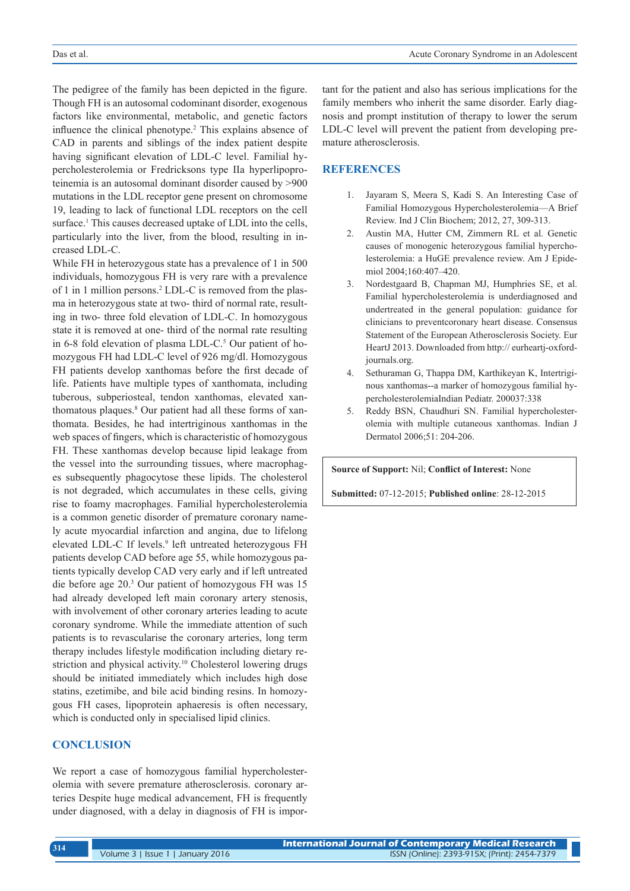The pedigree of the family has been depicted in the figure. Though FH is an autosomal codominant disorder, exogenous factors like environmental, metabolic, and genetic factors influence the clinical phenotype.[2] This explains absence of CAD in parents and siblings of the index patient despite having significant elevation of LDL-C level. Familial hypercholesterolemia or Fredricksons type IIa hyperlipoproteinemia is an autosomal dominant disorder caused by >900 mutations in the LDL receptor gene present on chromosome 19, leading to lack of functional LDL receptors on the cell surface.[1] This causes decreased uptake of LDL into the cells, particularly into the liver, from the blood, resulting in increased LDL-C.

While FH in heterozygous state has a prevalence of 1 in 500 individuals, homozygous FH is very rare with a prevalence of 1 in 1 million persons.[2] LDL-C is removed from the plasma in heterozygous state at two- third of normal rate, resulting in two- three fold elevation of LDL-C. In homozygous state it is removed at one- third of the normal rate resulting in 6-8 fold elevation of plasma LDL-C.[5] Our patient of homozygous FH had LDL-C level of 926 mg/dl. Homozygous FH patients develop xanthomas before the first decade of life. Patients have multiple types of xanthomata, including tuberous, subperiosteal, tendon xanthomas, elevated xanthomatous plaques.[8] Our patient had all these forms of xanthomata. Besides, he had intertriginous xanthomas in the web spaces of fingers, which is characteristic of homozygous FH. These xanthomas develop because lipid leakage from the vessel into the surrounding tissues, where macrophages subsequently phagocytose these lipids. The cholesterol is not degraded, which accumulates in these cells, giving rise to foamy macrophages. Familial hypercholesterolemia is a common genetic disorder of premature coronary namely acute myocardial infarction and angina, due to lifelong elevated LDL-C If levels.[9] left untreated heterozygous FH patients develop CAD before age 55, while homozygous patients typically develop CAD very early and if left untreated die before age 20.[3] Our patient of homozygous FH was 15 had already developed left main coronary artery stenosis, with involvement of other coronary arteries leading to acute coronary syndrome. While the immediate attention of such patients is to revascularise the coronary arteries, long term therapy includes lifestyle modification including dietary restriction and physical activity.[10] Cholesterol lowering drugs should be initiated immediately which includes high dose statins, ezetimibe, and bile acid binding resins. In homozygous FH cases, lipoprotein aphaeresis is often necessary, which is conducted only in specialised lipid clinics.

## CONCLUSION

We report a case of homozygous familial hypercholesterolemia with severe premature atherosclerosis. coronary arteries Despite huge medical advancement, FH is frequently under diagnosed, with a delay in diagnosis of FH is important for the patient and also has serious implications for the family members who inherit the same disorder. Early diagnosis and prompt institution of therapy to lower the serum LDL-C level will prevent the patient from developing premature atherosclerosis.

## REFERENCES

1. Jayaram S, Meera S, Kadi S. An Interesting Case of Familial Homozygous Hypercholesterolemia—A Brief Review. Ind J Clin Biochem; 2012, 27, 309-313.
2. Austin MA, Hutter CM, Zimmern RL et al. Genetic causes of monogenic heterozygous familial hypercholesterolemia: a HuGE prevalence review. Am J Epidemiol 2004;160:407–420.
3. Nordestgaard B, Chapman MJ, Humphries SE, et al. Familial hypercholesterolaemia is underdiagnosed and undertreated in the general population: guidance for clinicians to preventcoronary heart disease. Consensus Statement of the European Atherosclerosis Society. Eur HeartJ 2013. Downloaded from http:// eurheartj-oxfordjournals.org.
4. Sethuraman G, Thappa DM, Karthikeyan K, Intertriginous xanthomas--a marker of homozygous familial hypercholesterolemiaIndian Pediatr. 200037:338
5. Reddy BSN, Chaudhuri SN. Familial hypercholesterolemia with multiple cutaneous xanthomas. Indian J Dermatol 2006;51: 204-206.

**Source of Support:** Nil; **Conflict of Interest:** None

**Submitted:** 07-12-2015; **Published online**: 28-12-2015